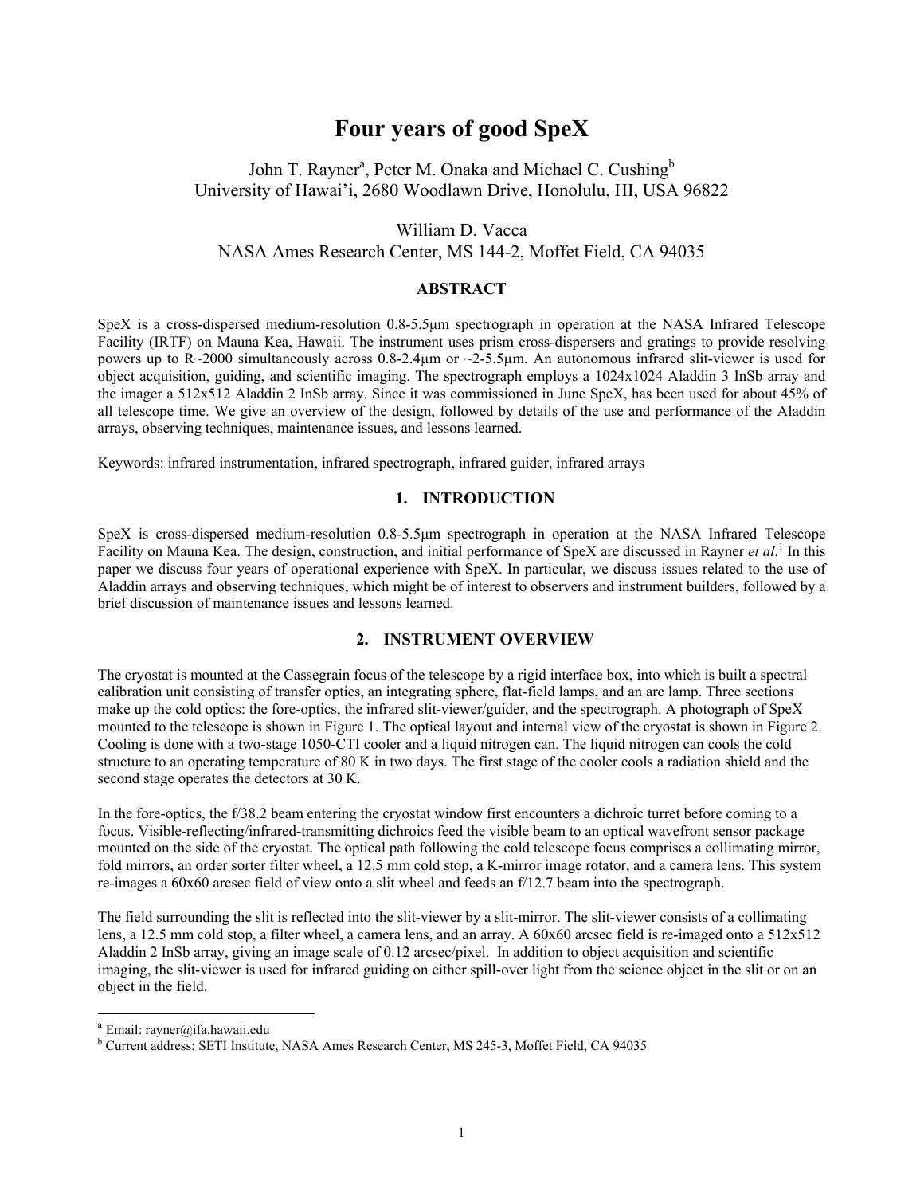# Four years of good SpeX

John T. Rayner[a], Peter M. Onaka and Michael C. Cushing[b]
University of Hawai'i, 2680 Woodlawn Drive, Honolulu, HI, USA 96822

William D. Vacca
NASA Ames Research Center, MS 144-2, Moffet Field, CA 94035

**ABSTRACT**

SpeX is a cross-dispersed medium-resolution 0.8-5.5μm spectrograph in operation at the NASA Infrared Telescope Facility (IRTF) on Mauna Kea, Hawaii. The instrument uses prism cross-dispersers and gratings to provide resolving powers up to R~2000 simultaneously across 0.8-2.4μm or ~2-5.5μm. An autonomous infrared slit-viewer is used for object acquisition, guiding, and scientific imaging. The spectrograph employs a 1024x1024 Aladdin 3 InSb array and the imager a 512x512 Aladdin 2 InSb array. Since it was commissioned in June SpeX, has been used for about 45% of all telescope time. We give an overview of the design, followed by details of the use and performance of the Aladdin arrays, observing techniques, maintenance issues, and lessons learned.

Keywords: infrared instrumentation, infrared spectrograph, infrared guider, infrared arrays

## 1. INTRODUCTION

SpeX is cross-dispersed medium-resolution 0.8-5.5μm spectrograph in operation at the NASA Infrared Telescope Facility on Mauna Kea. The design, construction, and initial performance of SpeX are discussed in Rayner *et al.*[1] In this paper we discuss four years of operational experience with SpeX. In particular, we discuss issues related to the use of Aladdin arrays and observing techniques, which might be of interest to observers and instrument builders, followed by a brief discussion of maintenance issues and lessons learned.

## 2. INSTRUMENT OVERVIEW

The cryostat is mounted at the Cassegrain focus of the telescope by a rigid interface box, into which is built a spectral calibration unit consisting of transfer optics, an integrating sphere, flat-field lamps, and an arc lamp. Three sections make up the cold optics: the fore-optics, the infrared slit-viewer/guider, and the spectrograph. A photograph of SpeX mounted to the telescope is shown in Figure 1. The optical layout and internal view of the cryostat is shown in Figure 2. Cooling is done with a two-stage 1050-CTI cooler and a liquid nitrogen can. The liquid nitrogen can cools the cold structure to an operating temperature of 80 K in two days. The first stage of the cooler cools a radiation shield and the second stage operates the detectors at 30 K.

In the fore-optics, the f/38.2 beam entering the cryostat window first encounters a dichroic turret before coming to a focus. Visible-reflecting/infrared-transmitting dichroics feed the visible beam to an optical wavefront sensor package mounted on the side of the cryostat. The optical path following the cold telescope focus comprises a collimating mirror, fold mirrors, an order sorter filter wheel, a 12.5 mm cold stop, a K-mirror image rotator, and a camera lens. This system re-images a 60x60 arcsec field of view onto a slit wheel and feeds an f/12.7 beam into the spectrograph.

The field surrounding the slit is reflected into the slit-viewer by a slit-mirror. The slit-viewer consists of a collimating lens, a 12.5 mm cold stop, a filter wheel, a camera lens, and an array. A 60x60 arcsec field is re-imaged onto a 512x512 Aladdin 2 InSb array, giving an image scale of 0.12 arcsec/pixel. In addition to object acquisition and scientific imaging, the slit-viewer is used for infrared guiding on either spill-over light from the science object in the slit or on an object in the field.

---

[a] Email: rayner@ifa.hawaii.edu

[b] Current address: SETI Institute, NASA Ames Research Center, MS 245-3, Moffet Field, CA 94035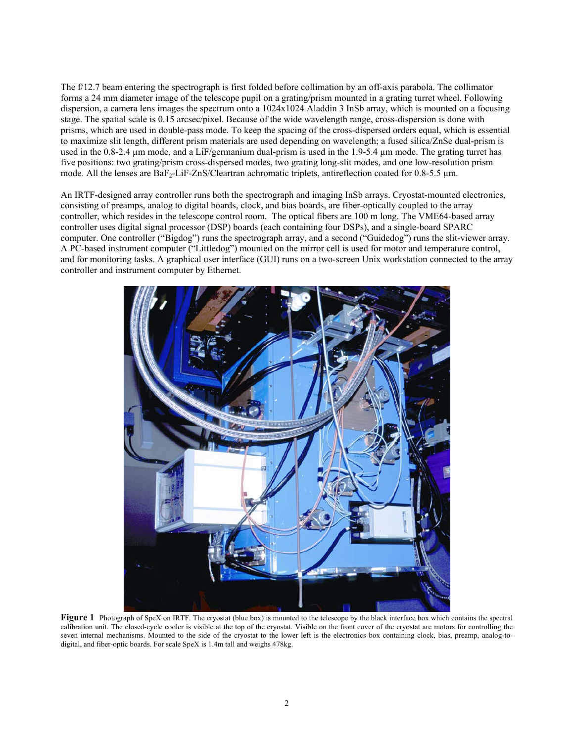The f/12.7 beam entering the spectrograph is first folded before collimation by an off-axis parabola. The collimator forms a 24 mm diameter image of the telescope pupil on a grating/prism mounted in a grating turret wheel. Following dispersion, a camera lens images the spectrum onto a 1024x1024 Aladdin 3 InSb array, which is mounted on a focusing stage. The spatial scale is 0.15 arcsec/pixel. Because of the wide wavelength range, cross-dispersion is done with prisms, which are used in double-pass mode. To keep the spacing of the cross-dispersed orders equal, which is essential to maximize slit length, different prism materials are used depending on wavelength; a fused silica/ZnSe dual-prism is used in the 0.8-2.4 µm mode, and a LiF/germanium dual-prism is used in the 1.9-5.4 µm mode. The grating turret has five positions: two grating/prism cross-dispersed modes, two grating long-slit modes, and one low-resolution prism mode. All the lenses are $BaF_2$-LiF-ZnS/Cleartran achromatic triplets, antireflection coated for 0.8-5.5 µm.

An IRTF-designed array controller runs both the spectrograph and imaging InSb arrays. Cryostat-mounted electronics, consisting of preamps, analog to digital boards, clock, and bias boards, are fiber-optically coupled to the array controller, which resides in the telescope control room. The optical fibers are 100 m long. The VME64-based array controller uses digital signal processor (DSP) boards (each containing four DSPs), and a single-board SPARC computer. One controller ("Bigdog") runs the spectrograph array, and a second ("Guidedog") runs the slit-viewer array. A PC-based instrument computer ("Littledog") mounted on the mirror cell is used for motor and temperature control, and for monitoring tasks. A graphical user interface (GUI) runs on a two-screen Unix workstation connected to the array controller and instrument computer by Ethernet.

**Figure 1** Photograph of SpeX on IRTF. The cryostat (blue box) is mounted to the telescope by the black interface box which contains the spectral calibration unit. The closed-cycle cooler is visible at the top of the cryostat. Visible on the front cover of the cryostat are motors for controlling the seven internal mechanisms. Mounted to the side of the cryostat to the lower left is the electronics box containing clock, bias, preamp, analog-to-digital, and fiber-optic boards. For scale SpeX is 1.4m tall and weighs 478kg.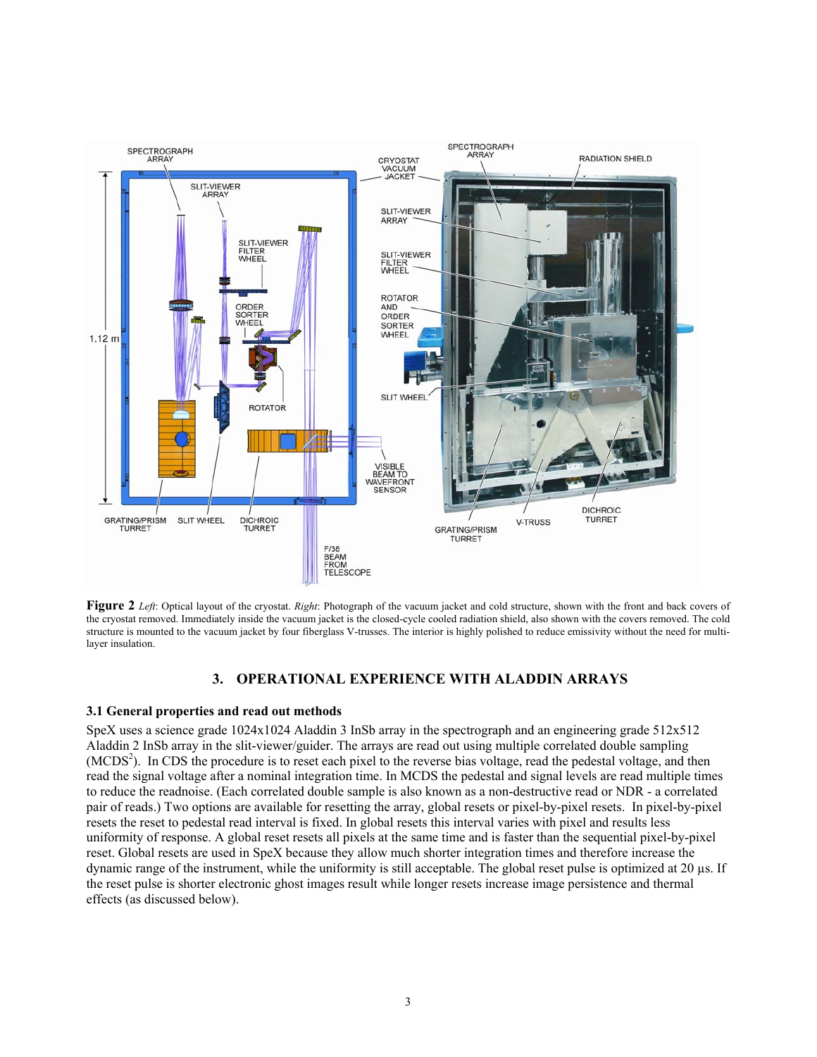**Figure 2** *Left*: Optical layout of the cryostat. *Right*: Photograph of the vacuum jacket and cold structure, shown with the front and back covers of the cryostat removed. Immediately inside the vacuum jacket is the closed-cycle cooled radiation shield, also shown with the covers removed. The cold structure is mounted to the vacuum jacket by four fiberglass V-trusses. The interior is highly polished to reduce emissivity without the need for multi-layer insulation.

## 3. OPERATIONAL EXPERIENCE WITH ALADDIN ARRAYS

### 3.1 General properties and read out methods

SpeX uses a science grade 1024x1024 Aladdin 3 InSb array in the spectrograph and an engineering grade 512x512 Aladdin 2 InSb array in the slit-viewer/guider. The arrays are read out using multiple correlated double sampling ($MCDS^2$). In CDS the procedure is to reset each pixel to the reverse bias voltage, read the pedestal voltage, and then read the signal voltage after a nominal integration time. In MCDS the pedestal and signal levels are read multiple times to reduce the readnoise. (Each correlated double sample is also known as a non-destructive read or NDR - a correlated pair of reads.) Two options are available for resetting the array, global resets or pixel-by-pixel resets. In pixel-by-pixel resets the reset to pedestal read interval is fixed. In global resets this interval varies with pixel and results less uniformity of response. A global reset resets all pixels at the same time and is faster than the sequential pixel-by-pixel reset. Global resets are used in SpeX because they allow much shorter integration times and therefore increase the dynamic range of the instrument, while the uniformity is still acceptable. The global reset pulse is optimized at 20 µs. If the reset pulse is shorter electronic ghost images result while longer resets increase image persistence and thermal effects (as discussed below).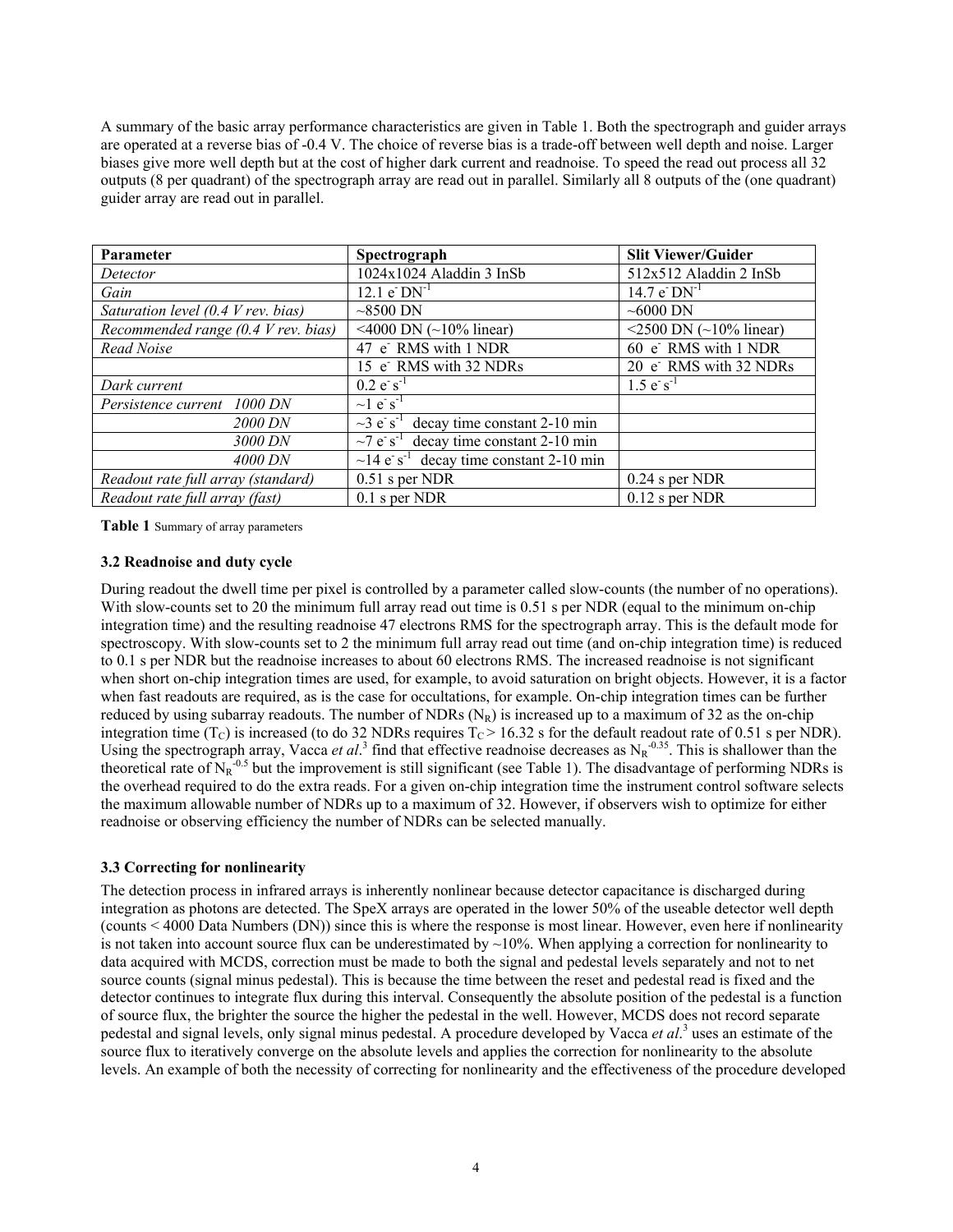A summary of the basic array performance characteristics are given in Table 1. Both the spectrograph and guider arrays are operated at a reverse bias of -0.4 V. The choice of reverse bias is a trade-off between well depth and noise. Larger biases give more well depth but at the cost of higher dark current and readnoise. To speed the read out process all 32 outputs (8 per quadrant) of the spectrograph array are read out in parallel. Similarly all 8 outputs of the (one quadrant) guider array are read out in parallel.

| Parameter | Spectrograph | Slit Viewer/Guider |
|---|---|---|
| *Detector* | 1024x1024 Aladdin 3 InSb | 512x512 Aladdin 2 InSb |
| *Gain* | 12.1 $e^- DN^{-1}$ | 14.7 $e^- DN^{-1}$ |
| *Saturation level (0.4 V rev. bias)* | ~8500 DN | ~6000 DN |
| *Recommended range (0.4 V rev. bias)* | <4000 DN (~10% linear) | <2500 DN (~10% linear) |
| *Read Noise* | 47 $e^-$ RMS with 1 NDR | 60 $e^-$ RMS with 1 NDR |
| | 15 $e^-$ RMS with 32 NDRs | 20 $e^-$ RMS with 32 NDRs |
| *Dark current* | 0.2 $e^- s^{-1}$ | 1.5 $e^- s^{-1}$ |
| *Persistence current 1000 DN* | ~1 $e^- s^{-1}$ | |
| *2000 DN* | ~3 $e^- s^{-1}$ decay time constant 2-10 min | |
| *3000 DN* | ~7 $e^- s^{-1}$ decay time constant 2-10 min | |
| *4000 DN* | ~14 $e^- s^{-1}$ decay time constant 2-10 min | |
| *Readout rate full array (standard)* | 0.51 s per NDR | 0.24 s per NDR |
| *Readout rate full array (fast)* | 0.1 s per NDR | 0.12 s per NDR |

**Table 1** Summary of array parameters

### 3.2 Readnoise and duty cycle

During readout the dwell time per pixel is controlled by a parameter called slow-counts (the number of no operations). With slow-counts set to 20 the minimum full array read out time is 0.51 s per NDR (equal to the minimum on-chip integration time) and the resulting readnoise 47 electrons RMS for the spectrograph array. This is the default mode for spectroscopy. With slow-counts set to 2 the minimum full array read out time (and on-chip integration time) is reduced to 0.1 s per NDR but the readnoise increases to about 60 electrons RMS. The increased readnoise is not significant when short on-chip integration times are used, for example, to avoid saturation on bright objects. However, it is a factor when fast readouts are required, as is the case for occultations, for example. On-chip integration times can be further reduced by using subarray readouts. The number of NDRs ($N_R$) is increased up to a maximum of 32 as the on-chip integration time ($T_C$) is increased (to do 32 NDRs requires $T_C > 16.32$ s for the default readout rate of 0.51 s per NDR). Using the spectrograph array, Vacca *et al*.[3] find that effective readnoise decreases as $N_R^{-0.35}$. This is shallower than the theoretical rate of $N_R^{-0.5}$ but the improvement is still significant (see Table 1). The disadvantage of performing NDRs is the overhead required to do the extra reads. For a given on-chip integration time the instrument control software selects the maximum allowable number of NDRs up to a maximum of 32. However, if observers wish to optimize for either readnoise or observing efficiency the number of NDRs can be selected manually.

### 3.3 Correcting for nonlinearity

The detection process in infrared arrays is inherently nonlinear because detector capacitance is discharged during integration as photons are detected. The SpeX arrays are operated in the lower 50% of the useable detector well depth (counts < 4000 Data Numbers (DN)) since this is where the response is most linear. However, even here if nonlinearity is not taken into account source flux can be underestimated by ~10%. When applying a correction for nonlinearity to data acquired with MCDS, correction must be made to both the signal and pedestal levels separately and not to net source counts (signal minus pedestal). This is because the time between the reset and pedestal read is fixed and the detector continues to integrate flux during this interval. Consequently the absolute position of the pedestal is a function of source flux, the brighter the source the higher the pedestal in the well. However, MCDS does not record separate pedestal and signal levels, only signal minus pedestal. A procedure developed by Vacca *et al*.[3] uses an estimate of the source flux to iteratively converge on the absolute levels and applies the correction for nonlinearity to the absolute levels. An example of both the necessity of correcting for nonlinearity and the effectiveness of the procedure developed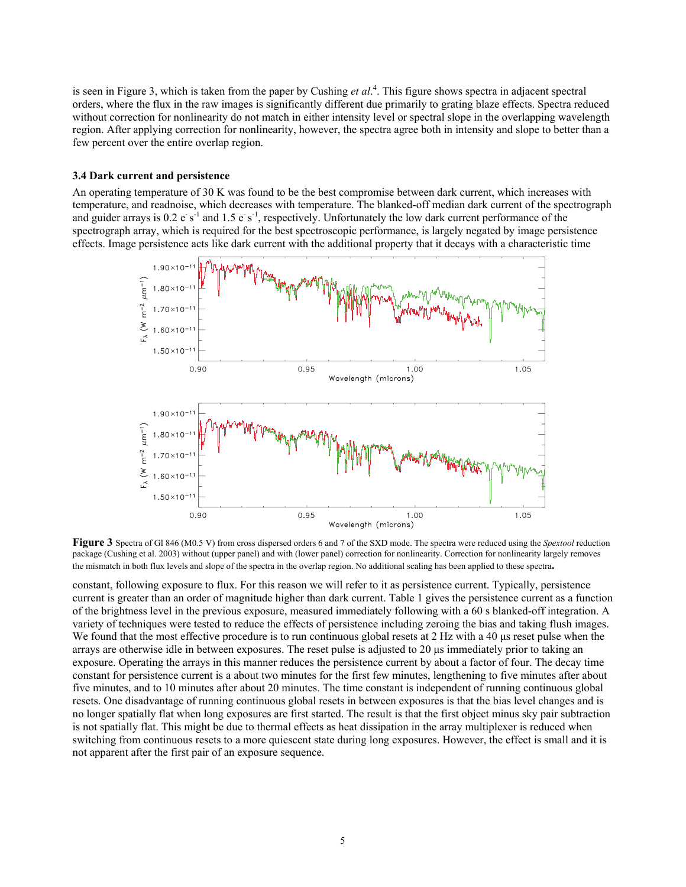is seen in Figure 3, which is taken from the paper by Cushing *et al*.[4]. This figure shows spectra in adjacent spectral orders, where the flux in the raw images is significantly different due primarily to grating blaze effects. Spectra reduced without correction for nonlinearity do not match in either intensity level or spectral slope in the overlapping wavelength region. After applying correction for nonlinearity, however, the spectra agree both in intensity and slope to better than a few percent over the entire overlap region.

### 3.4 Dark current and persistence

An operating temperature of 30 K was found to be the best compromise between dark current, which increases with temperature, and readnoise, which decreases with temperature. The blanked-off median dark current of the spectrograph and guider arrays is 0.2 $e^- s^{-1}$ and 1.5 $e^- s^{-1}$, respectively. Unfortunately the low dark current performance of the spectrograph array, which is required for the best spectroscopic performance, is largely negated by image persistence effects. Image persistence acts like dark current with the additional property that it decays with a characteristic time

**Figure 3** Spectra of Gl 846 (M0.5 V) from cross dispersed orders 6 and 7 of the SXD mode. The spectra were reduced using the *Spextool* reduction package (Cushing et al. 2003) without (upper panel) and with (lower panel) correction for nonlinearity. Correction for nonlinearity largely removes the mismatch in both flux levels and slope of the spectra in the overlap region. No additional scaling has been applied to these spectra**.**

constant, following exposure to flux. For this reason we will refer to it as persistence current. Typically, persistence current is greater than an order of magnitude higher than dark current. Table 1 gives the persistence current as a function of the brightness level in the previous exposure, measured immediately following with a 60 s blanked-off integration. A variety of techniques were tested to reduce the effects of persistence including zeroing the bias and taking flush images. We found that the most effective procedure is to run continuous global resets at 2 Hz with a 40 µs reset pulse when the arrays are otherwise idle in between exposures. The reset pulse is adjusted to 20 µs immediately prior to taking an exposure. Operating the arrays in this manner reduces the persistence current by about a factor of four. The decay time constant for persistence current is a about two minutes for the first few minutes, lengthening to five minutes after about five minutes, and to 10 minutes after about 20 minutes. The time constant is independent of running continuous global resets. One disadvantage of running continuous global resets in between exposures is that the bias level changes and is no longer spatially flat when long exposures are first started. The result is that the first object minus sky pair subtraction is not spatially flat. This might be due to thermal effects as heat dissipation in the array multiplexer is reduced when switching from continuous resets to a more quiescent state during long exposures. However, the effect is small and it is not apparent after the first pair of an exposure sequence.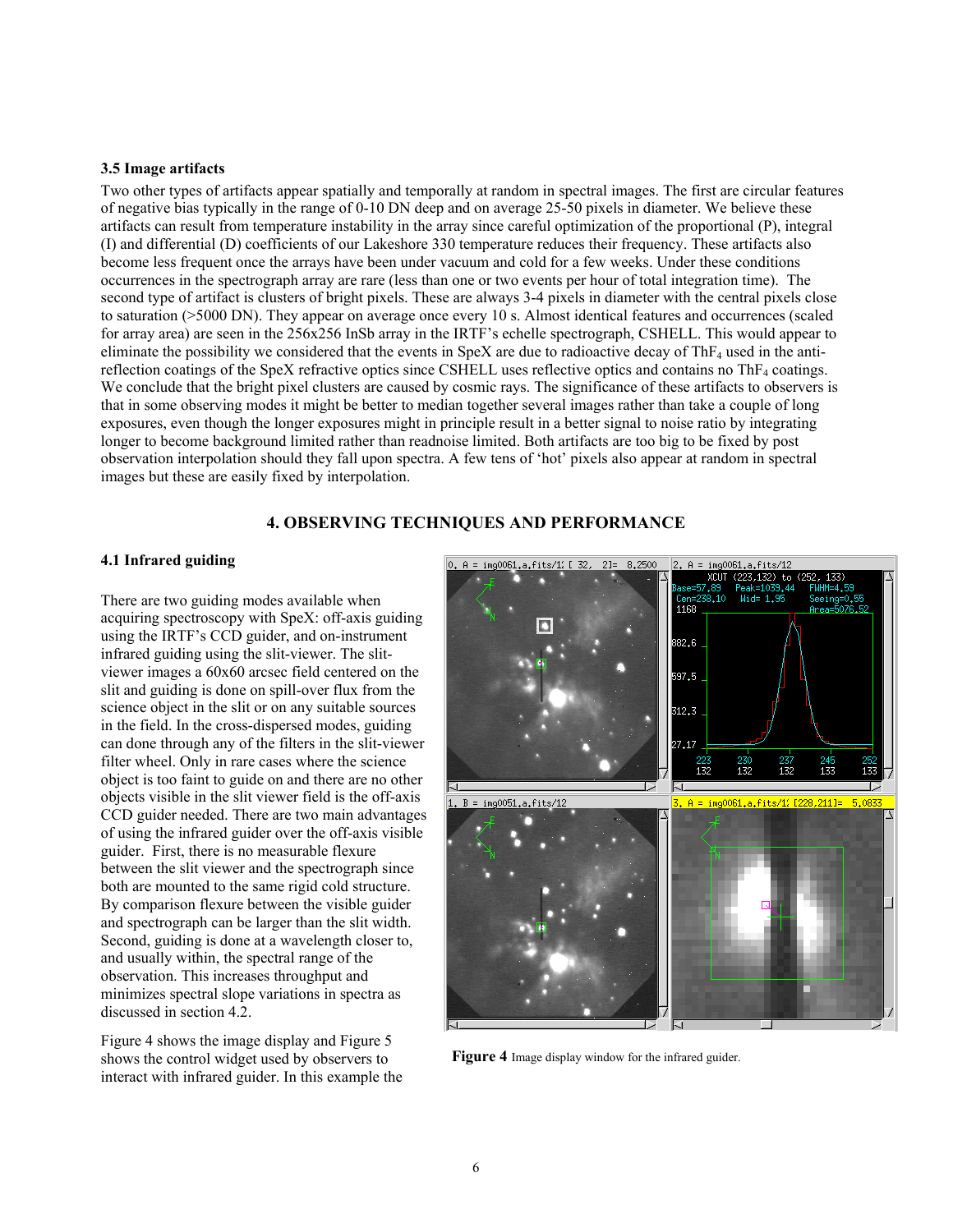### 3.5 Image artifacts

Two other types of artifacts appear spatially and temporally at random in spectral images. The first are circular features of negative bias typically in the range of 0-10 DN deep and on average 25-50 pixels in diameter. We believe these artifacts can result from temperature instability in the array since careful optimization of the proportional (P), integral (I) and differential (D) coefficients of our Lakeshore 330 temperature reduces their frequency. These artifacts also become less frequent once the arrays have been under vacuum and cold for a few weeks. Under these conditions occurrences in the spectrograph array are rare (less than one or two events per hour of total integration time). The second type of artifact is clusters of bright pixels. These are always 3-4 pixels in diameter with the central pixels close to saturation (>5000 DN). They appear on average once every 10 s. Almost identical features and occurrences (scaled for array area) are seen in the 256x256 InSb array in the IRTF's echelle spectrograph, CSHELL. This would appear to eliminate the possibility we considered that the events in SpeX are due to radioactive decay of $ThF_4$ used in the anti-reflection coatings of the SpeX refractive optics since CSHELL uses reflective optics and contains no $ThF_4$ coatings. We conclude that the bright pixel clusters are caused by cosmic rays. The significance of these artifacts to observers is that in some observing modes it might be better to median together several images rather than take a couple of long exposures, even though the longer exposures might in principle result in a better signal to noise ratio by integrating longer to become background limited rather than readnoise limited. Both artifacts are too big to be fixed by post observation interpolation should they fall upon spectra. A few tens of 'hot' pixels also appear at random in spectral images but these are easily fixed by interpolation.

## 4. OBSERVING TECHNIQUES AND PERFORMANCE

### 4.1 Infrared guiding

There are two guiding modes available when acquiring spectroscopy with SpeX: off-axis guiding using the IRTF's CCD guider, and on-instrument infrared guiding using the slit-viewer. The slit-viewer images a 60x60 arcsec field centered on the slit and guiding is done on spill-over flux from the science object in the slit or on any suitable sources in the field. In the cross-dispersed modes, guiding can done through any of the filters in the slit-viewer filter wheel. Only in rare cases where the science object is too faint to guide on and there are no other objects visible in the slit viewer field is the off-axis CCD guider needed. There are two main advantages of using the infrared guider over the off-axis visible guider. First, there is no measurable flexure between the slit viewer and the spectrograph since both are mounted to the same rigid cold structure. By comparison flexure between the visible guider and spectrograph can be larger than the slit width. Second, guiding is done at a wavelength closer to, and usually within, the spectral range of the observation. This increases throughput and minimizes spectral slope variations in spectra as discussed in section 4.2.

**Figure 4** Image display window for the infrared guider.

Figure 4 shows the image display and Figure 5 shows the control widget used by observers to interact with infrared guider. In this example the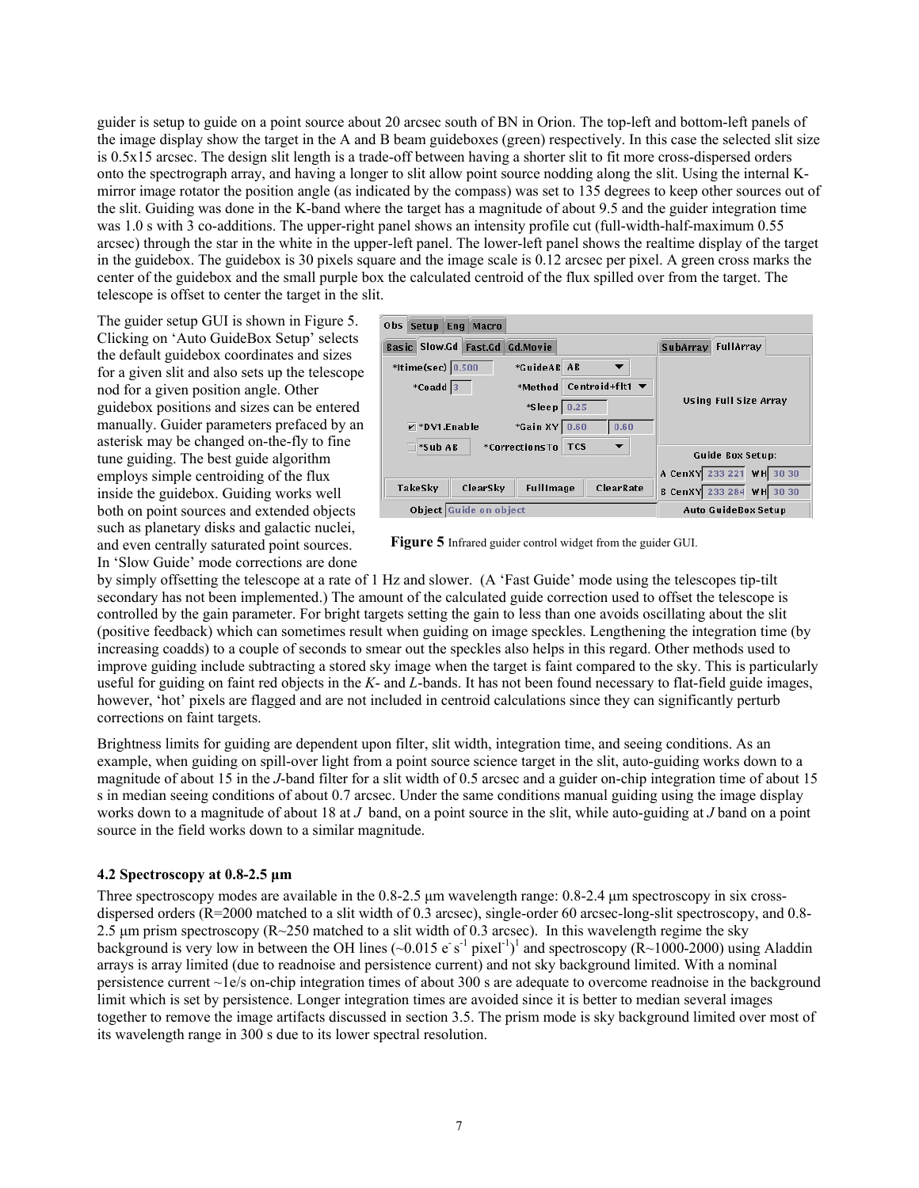guider is setup to guide on a point source about 20 arcsec south of BN in Orion. The top-left and bottom-left panels of the image display show the target in the A and B beam guideboxes (green) respectively. In this case the selected slit size is 0.5x15 arcsec. The design slit length is a trade-off between having a shorter slit to fit more cross-dispersed orders onto the spectrograph array, and having a longer to slit allow point source nodding along the slit. Using the internal K-mirror image rotator the position angle (as indicated by the compass) was set to 135 degrees to keep other sources out of the slit. Guiding was done in the K-band where the target has a magnitude of about 9.5 and the guider integration time was 1.0 s with 3 co-additions. The upper-right panel shows an intensity profile cut (full-width-half-maximum 0.55 arcsec) through the star in the white in the upper-left panel. The lower-left panel shows the realtime display of the target in the guidebox. The guidebox is 30 pixels square and the image scale is 0.12 arcsec per pixel. A green cross marks the center of the guidebox and the small purple box the calculated centroid of the flux spilled over from the target. The telescope is offset to center the target in the slit.

The guider setup GUI is shown in Figure 5. Clicking on 'Auto GuideBox Setup' selects the default guidebox coordinates and sizes for a given slit and also sets up the telescope nod for a given position angle. Other guidebox positions and sizes can be entered manually. Guider parameters prefaced by an asterisk may be changed on-the-fly to fine tune guiding. The best guide algorithm employs simple centroiding of the flux inside the guidebox. Guiding works well both on point sources and extended objects such as planetary disks and galactic nuclei, and even centrally saturated point sources. In 'Slow Guide' mode corrections are done by simply offsetting the telescope at a rate of 1 Hz and slower. (A 'Fast Guide' mode using the telescopes tip-tilt secondary has not been implemented.) The amount of the calculated guide correction used to offset the telescope is controlled by the gain parameter. For bright targets setting the gain to less than one avoids oscillating about the slit (positive feedback) which can sometimes result when guiding on image speckles. Lengthening the integration time (by increasing coadds) to a couple of seconds to smear out the speckles also helps in this regard. Other methods used to improve guiding include subtracting a stored sky image when the target is faint compared to the sky. This is particularly useful for guiding on faint red objects in the *K*- and *L*-bands. It has not been found necessary to flat-field guide images, however, 'hot' pixels are flagged and are not included in centroid calculations since they can significantly perturb corrections on faint targets.

**Figure 5** Infrared guider control widget from the guider GUI.

Brightness limits for guiding are dependent upon filter, slit width, integration time, and seeing conditions. As an example, when guiding on spill-over light from a point source science target in the slit, auto-guiding works down to a magnitude of about 15 in the *J*-band filter for a slit width of 0.5 arcsec and a guider on-chip integration time of about 15 s in median seeing conditions of about 0.7 arcsec. Under the same conditions manual guiding using the image display works down to a magnitude of about 18 at *J* band, on a point source in the slit, while auto-guiding at *J* band on a point source in the field works down to a similar magnitude.

### 4.2 Spectroscopy at 0.8-2.5 µm

Three spectroscopy modes are available in the 0.8-2.5 µm wavelength range: 0.8-2.4 µm spectroscopy in six cross-dispersed orders (R=2000 matched to a slit width of 0.3 arcsec), single-order 60 arcsec-long-slit spectroscopy, and 0.8-2.5 µm prism spectroscopy (R~250 matched to a slit width of 0.3 arcsec). In this wavelength regime the sky background is very low in between the OH lines (~0.015 $e^{-} s^{-1}$ $pixel^{-1}$)[1] and spectroscopy (R~1000-2000) using Aladdin arrays is array limited (due to readnoise and persistence current) and not sky background limited. With a nominal persistence current ~1e/s on-chip integration times of about 300 s are adequate to overcome readnoise in the background limit which is set by persistence. Longer integration times are avoided since it is better to median several images together to remove the image artifacts discussed in section 3.5. The prism mode is sky background limited over most of its wavelength range in 300 s due to its lower spectral resolution.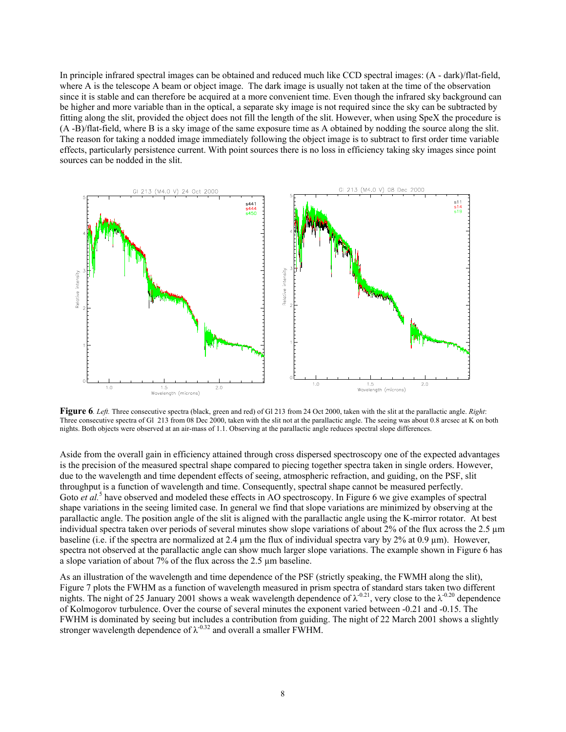In principle infrared spectral images can be obtained and reduced much like CCD spectral images: (A - dark)/flat-field, where A is the telescope A beam or object image. The dark image is usually not taken at the time of the observation since it is stable and can therefore be acquired at a more convenient time. Even though the infrared sky background can be higher and more variable than in the optical, a separate sky image is not required since the sky can be subtracted by fitting along the slit, provided the object does not fill the length of the slit. However, when using SpeX the procedure is (A -B)/flat-field, where B is a sky image of the same exposure time as A obtained by nodding the source along the slit. The reason for taking a nodded image immediately following the object image is to subtract to first order time variable effects, particularly persistence current. With point sources there is no loss in efficiency taking sky images since point sources can be nodded in the slit.

**Figure 6**. *Left.* Three consecutive spectra (black, green and red) of Gl 213 from 24 Oct 2000, taken with the slit at the parallactic angle. *Right*: Three consecutive spectra of Gl 213 from 08 Dec 2000, taken with the slit not at the parallactic angle. The seeing was about 0.8 arcsec at K on both nights. Both objects were observed at an air-mass of 1.1. Observing at the parallactic angle reduces spectral slope differences.

Aside from the overall gain in efficiency attained through cross dispersed spectroscopy one of the expected advantages is the precision of the measured spectral shape compared to piecing together spectra taken in single orders. However, due to the wavelength and time dependent effects of seeing, atmospheric refraction, and guiding, on the PSF, slit throughput is a function of wavelength and time. Consequently, spectral shape cannot be measured perfectly. Goto *et al.*[5] have observed and modeled these effects in AO spectroscopy. In Figure 6 we give examples of spectral shape variations in the seeing limited case. In general we find that slope variations are minimized by observing at the parallactic angle. The position angle of the slit is aligned with the parallactic angle using the K-mirror rotator. At best individual spectra taken over periods of several minutes show slope variations of about 2% of the flux across the 2.5 µm baseline (i.e. if the spectra are normalized at 2.4 µm the flux of individual spectra vary by 2% at 0.9 µm). However, spectra not observed at the parallactic angle can show much larger slope variations. The example shown in Figure 6 has a slope variation of about 7% of the flux across the 2.5 µm baseline.

As an illustration of the wavelength and time dependence of the PSF (strictly speaking, the FWMH along the slit), Figure 7 plots the FWHM as a function of wavelength measured in prism spectra of standard stars taken two different nights. The night of 25 January 2001 shows a weak wavelength dependence of $\lambda^{-0.21}$, very close to the $\lambda^{-0.20}$ dependence of Kolmogorov turbulence. Over the course of several minutes the exponent varied between -0.21 and -0.15. The FWHM is dominated by seeing but includes a contribution from guiding. The night of 22 March 2001 shows a slightly stronger wavelength dependence of $\lambda^{-0.32}$ and overall a smaller FWHM.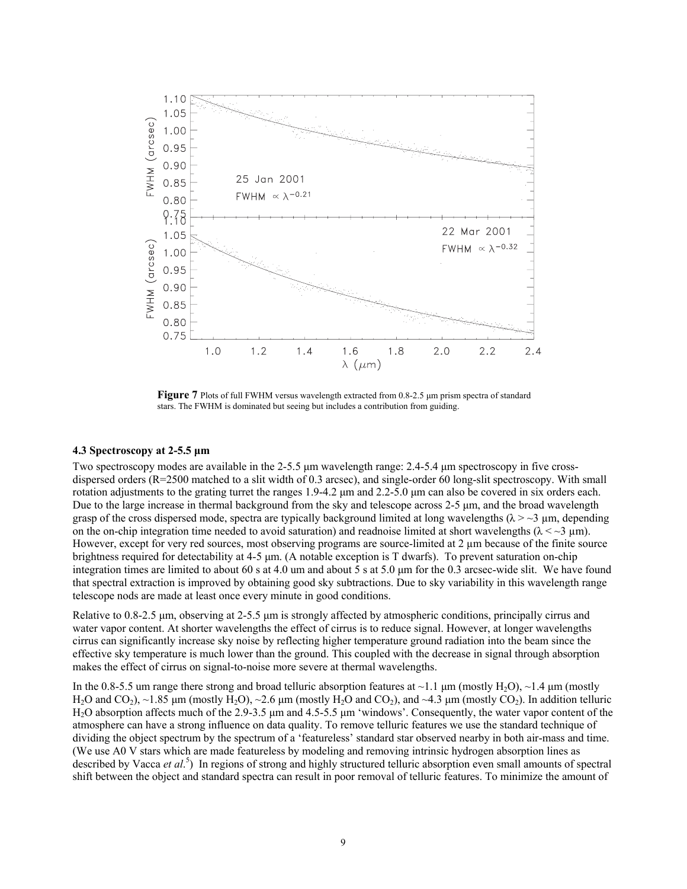**Figure 7** Plots of full FWHM versus wavelength extracted from 0.8-2.5 μm prism spectra of standard stars. The FWHM is dominated but seeing but includes a contribution from guiding.

### 4.3 Spectroscopy at 2-5.5 μm

Two spectroscopy modes are available in the 2-5.5 μm wavelength range: 2.4-5.4 μm spectroscopy in five cross-dispersed orders (R=2500 matched to a slit width of 0.3 arcsec), and single-order 60 long-slit spectroscopy. With small rotation adjustments to the grating turret the ranges 1.9-4.2 μm and 2.2-5.0 μm can also be covered in six orders each. Due to the large increase in thermal background from the sky and telescope across 2-5 μm, and the broad wavelength grasp of the cross dispersed mode, spectra are typically background limited at long wavelengths ($\lambda > \sim 3$ μm, depending on the on-chip integration time needed to avoid saturation) and readnoise limited at short wavelengths ($\lambda < \sim 3$ μm). However, except for very red sources, most observing programs are source-limited at 2 μm because of the finite source brightness required for detectability at 4-5 μm. (A notable exception is T dwarfs). To prevent saturation on-chip integration times are limited to about 60 s at 4.0 um and about 5 s at 5.0 μm for the 0.3 arcsec-wide slit. We have found that spectral extraction is improved by obtaining good sky subtractions. Due to sky variability in this wavelength range telescope nods are made at least once every minute in good conditions.

Relative to 0.8-2.5 μm, observing at 2-5.5 μm is strongly affected by atmospheric conditions, principally cirrus and water vapor content. At shorter wavelengths the effect of cirrus is to reduce signal. However, at longer wavelengths cirrus can significantly increase sky noise by reflecting higher temperature ground radiation into the beam since the effective sky temperature is much lower than the ground. This coupled with the decrease in signal through absorption makes the effect of cirrus on signal-to-noise more severe at thermal wavelengths.

In the 0.8-5.5 um range there strong and broad telluric absorption features at ~1.1 μm (mostly $H_2O$), ~1.4 μm (mostly $H_2O$ and $CO_2$), ~1.85 μm (mostly $H_2O$), ~2.6 μm (mostly $H_2O$ and $CO_2$), and ~4.3 μm (mostly $CO_2$). In addition telluric $H_2O$ absorption affects much of the 2.9-3.5 μm and 4.5-5.5 μm 'windows'. Consequently, the water vapor content of the atmosphere can have a strong influence on data quality. To remove telluric features we use the standard technique of dividing the object spectrum by the spectrum of a 'featureless' standard star observed nearby in both air-mass and time. (We use A0 V stars which are made featureless by modeling and removing intrinsic hydrogen absorption lines as described by Vacca *et al*.[5]) In regions of strong and highly structured telluric absorption even small amounts of spectral shift between the object and standard spectra can result in poor removal of telluric features. To minimize the amount of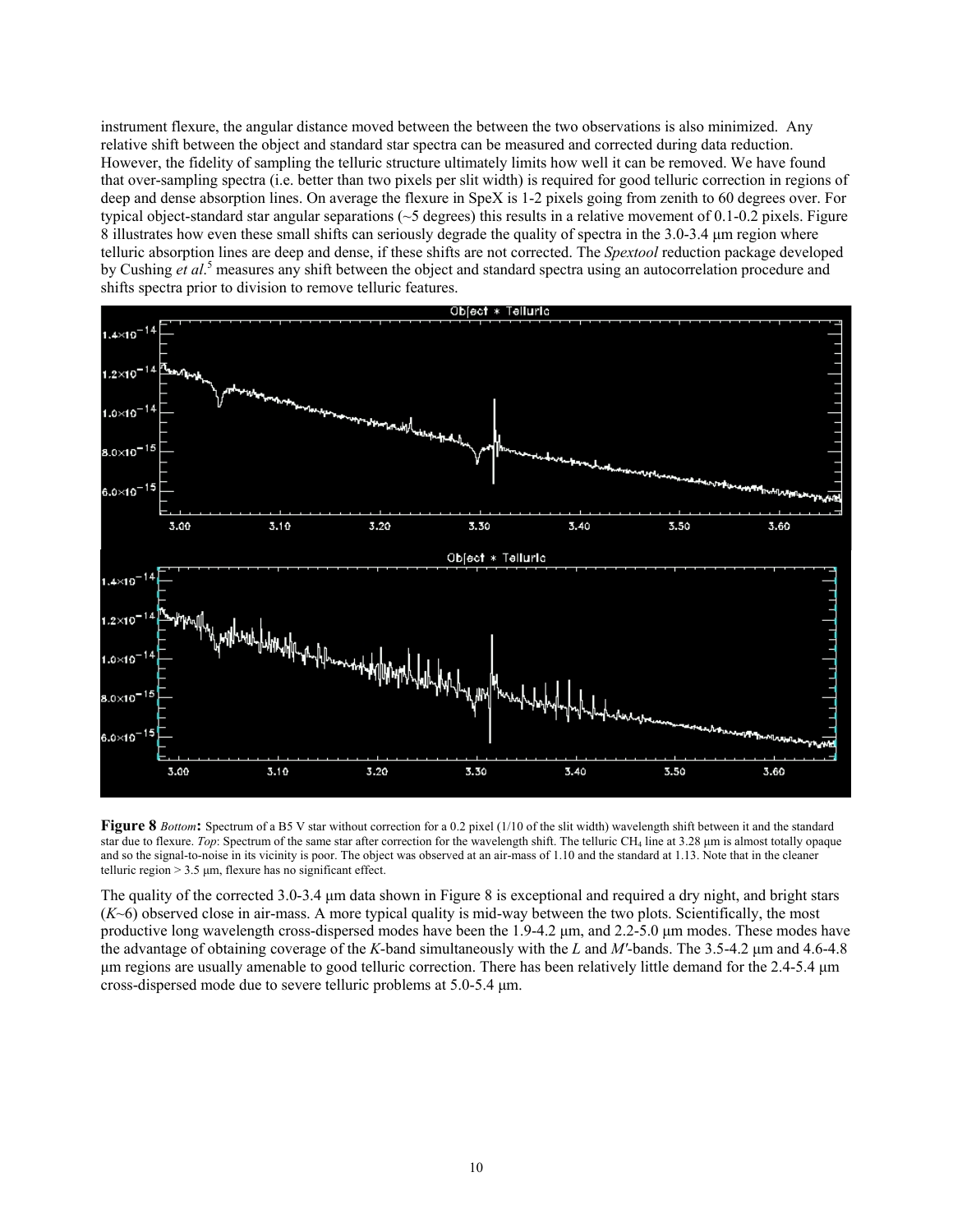instrument flexure, the angular distance moved between the between the two observations is also minimized. Any relative shift between the object and standard star spectra can be measured and corrected during data reduction. However, the fidelity of sampling the telluric structure ultimately limits how well it can be removed. We have found that over-sampling spectra (i.e. better than two pixels per slit width) is required for good telluric correction in regions of deep and dense absorption lines. On average the flexure in SpeX is 1-2 pixels going from zenith to 60 degrees over. For typical object-standard star angular separations (~5 degrees) this results in a relative movement of 0.1-0.2 pixels. Figure 8 illustrates how even these small shifts can seriously degrade the quality of spectra in the 3.0-3.4 µm region where telluric absorption lines are deep and dense, if these shifts are not corrected. The *Spextool* reduction package developed by Cushing *et al*.[5] measures any shift between the object and standard spectra using an autocorrelation procedure and shifts spectra prior to division to remove telluric features.

**Figure 8** *Bottom***:** Spectrum of a B5 V star without correction for a 0.2 pixel (1/10 of the slit width) wavelength shift between it and the standard star due to flexure. *Top*: Spectrum of the same star after correction for the wavelength shift. The telluric $CH_4$ line at 3.28 µm is almost totally opaque and so the signal-to-noise in its vicinity is poor. The object was observed at an air-mass of 1.10 and the standard at 1.13. Note that in the cleaner telluric region > 3.5 µm, flexure has no significant effect.

The quality of the corrected 3.0-3.4 µm data shown in Figure 8 is exceptional and required a dry night, and bright stars (*K*~6) observed close in air-mass. A more typical quality is mid-way between the two plots. Scientifically, the most productive long wavelength cross-dispersed modes have been the 1.9-4.2 µm, and 2.2-5.0 µm modes. These modes have the advantage of obtaining coverage of the *K*-band simultaneously with the *L* and *M′*-bands. The 3.5-4.2 µm and 4.6-4.8 µm regions are usually amenable to good telluric correction. There has been relatively little demand for the 2.4-5.4 µm cross-dispersed mode due to severe telluric problems at 5.0-5.4 µm.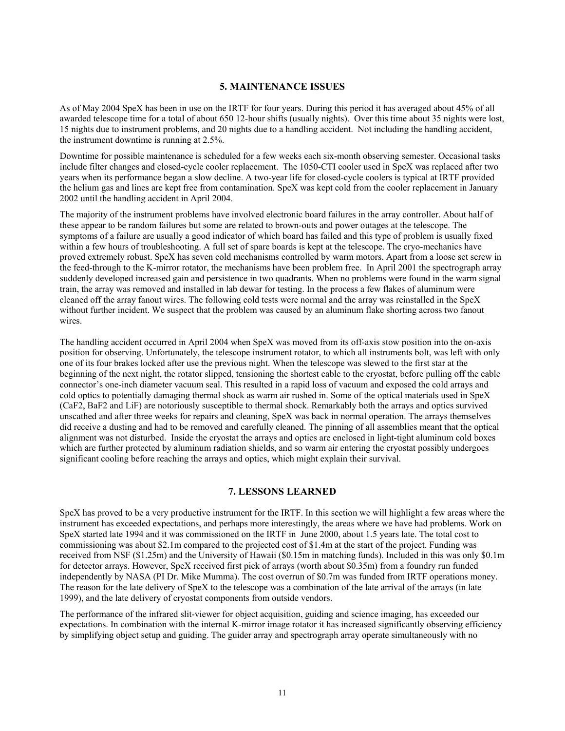## 5. MAINTENANCE ISSUES

As of May 2004 SpeX has been in use on the IRTF for four years. During this period it has averaged about 45% of all awarded telescope time for a total of about 650 12-hour shifts (usually nights). Over this time about 35 nights were lost, 15 nights due to instrument problems, and 20 nights due to a handling accident. Not including the handling accident, the instrument downtime is running at 2.5%.

Downtime for possible maintenance is scheduled for a few weeks each six-month observing semester. Occasional tasks include filter changes and closed-cycle cooler replacement. The 1050-CTI cooler used in SpeX was replaced after two years when its performance began a slow decline. A two-year life for closed-cycle coolers is typical at IRTF provided the helium gas and lines are kept free from contamination. SpeX was kept cold from the cooler replacement in January 2002 until the handling accident in April 2004.

The majority of the instrument problems have involved electronic board failures in the array controller. About half of these appear to be random failures but some are related to brown-outs and power outages at the telescope. The symptoms of a failure are usually a good indicator of which board has failed and this type of problem is usually fixed within a few hours of troubleshooting. A full set of spare boards is kept at the telescope. The cryo-mechanics have proved extremely robust. SpeX has seven cold mechanisms controlled by warm motors. Apart from a loose set screw in the feed-through to the K-mirror rotator, the mechanisms have been problem free. In April 2001 the spectrograph array suddenly developed increased gain and persistence in two quadrants. When no problems were found in the warm signal train, the array was removed and installed in lab dewar for testing. In the process a few flakes of aluminum were cleaned off the array fanout wires. The following cold tests were normal and the array was reinstalled in the SpeX without further incident. We suspect that the problem was caused by an aluminum flake shorting across two fanout wires.

The handling accident occurred in April 2004 when SpeX was moved from its off-axis stow position into the on-axis position for observing. Unfortunately, the telescope instrument rotator, to which all instruments bolt, was left with only one of its four brakes locked after use the previous night. When the telescope was slewed to the first star at the beginning of the next night, the rotator slipped, tensioning the shortest cable to the cryostat, before pulling off the cable connector's one-inch diameter vacuum seal. This resulted in a rapid loss of vacuum and exposed the cold arrays and cold optics to potentially damaging thermal shock as warm air rushed in. Some of the optical materials used in SpeX ($CaF_2$, $BaF_2$ and LiF) are notoriously susceptible to thermal shock. Remarkably both the arrays and optics survived unscathed and after three weeks for repairs and cleaning, SpeX was back in normal operation. The arrays themselves did receive a dusting and had to be removed and carefully cleaned. The pinning of all assemblies meant that the optical alignment was not disturbed. Inside the cryostat the arrays and optics are enclosed in light-tight aluminum cold boxes which are further protected by aluminum radiation shields, and so warm air entering the cryostat possibly undergoes significant cooling before reaching the arrays and optics, which might explain their survival.

## 7. LESSONS LEARNED

SpeX has proved to be a very productive instrument for the IRTF. In this section we will highlight a few areas where the instrument has exceeded expectations, and perhaps more interestingly, the areas where we have had problems. Work on SpeX started late 1994 and it was commissioned on the IRTF in June 2000, about 1.5 years late. The total cost to commissioning was about \$2.1m compared to the projected cost of \$1.4m at the start of the project. Funding was received from NSF (\$1.25m) and the University of Hawaii (\$0.15m in matching funds). Included in this was only \$0.1m for detector arrays. However, SpeX received first pick of arrays (worth about \$0.35m) from a foundry run funded independently by NASA (PI Dr. Mike Mumma). The cost overrun of \$0.7m was funded from IRTF operations money. The reason for the late delivery of SpeX to the telescope was a combination of the late arrival of the arrays (in late 1999), and the late delivery of cryostat components from outside vendors.

The performance of the infrared slit-viewer for object acquisition, guiding and science imaging, has exceeded our expectations. In combination with the internal K-mirror image rotator it has increased significantly observing efficiency by simplifying object setup and guiding. The guider array and spectrograph array operate simultaneously with no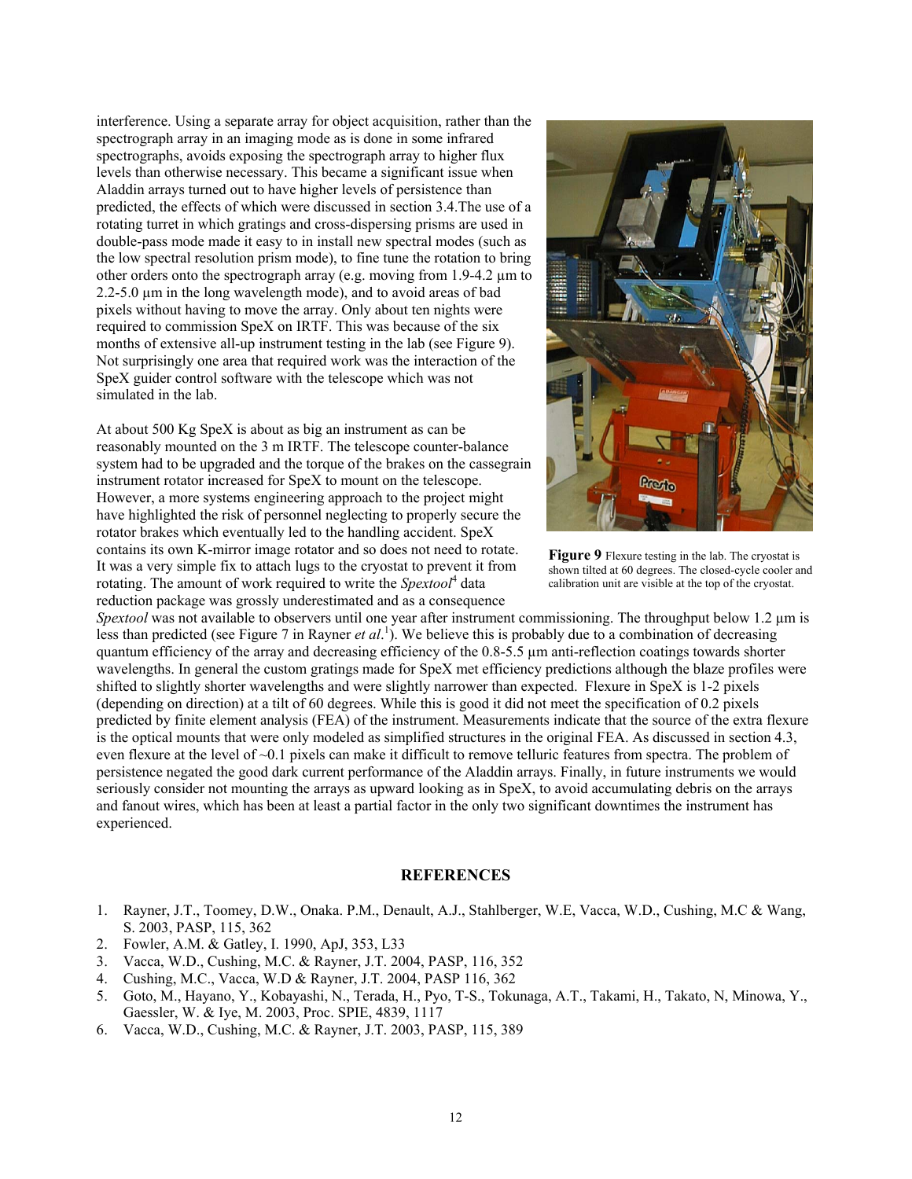interference. Using a separate array for object acquisition, rather than the spectrograph array in an imaging mode as is done in some infrared spectrographs, avoids exposing the spectrograph array to higher flux levels than otherwise necessary. This became a significant issue when Aladdin arrays turned out to have higher levels of persistence than predicted, the effects of which were discussed in section 3.4.The use of a rotating turret in which gratings and cross-dispersing prisms are used in double-pass mode made it easy to in install new spectral modes (such as the low spectral resolution prism mode), to fine tune the rotation to bring other orders onto the spectrograph array (e.g. moving from 1.9-4.2 µm to 2.2-5.0 µm in the long wavelength mode), and to avoid areas of bad pixels without having to move the array. Only about ten nights were required to commission SpeX on IRTF. This was because of the six months of extensive all-up instrument testing in the lab (see Figure 9). Not surprisingly one area that required work was the interaction of the SpeX guider control software with the telescope which was not simulated in the lab.

At about 500 Kg SpeX is about as big an instrument as can be reasonably mounted on the 3 m IRTF. The telescope counter-balance system had to be upgraded and the torque of the brakes on the cassegrain instrument rotator increased for SpeX to mount on the telescope. However, a more systems engineering approach to the project might have highlighted the risk of personnel neglecting to properly secure the rotator brakes which eventually led to the handling accident. SpeX contains its own K-mirror image rotator and so does not need to rotate. It was a very simple fix to attach lugs to the cryostat to prevent it from rotating. The amount of work required to write the *Spextool*[4] data reduction package was grossly underestimated and as a consequence *Spextool* was not available to observers until one year after instrument commissioning. The throughput below 1.2 µm is less than predicted (see Figure 7 in Rayner *et al*.[1]). We believe this is probably due to a combination of decreasing quantum efficiency of the array and decreasing efficiency of the 0.8-5.5 µm anti-reflection coatings towards shorter wavelengths. In general the custom gratings made for SpeX met efficiency predictions although the blaze profiles were shifted to slightly shorter wavelengths and were slightly narrower than expected. Flexure in SpeX is 1-2 pixels (depending on direction) at a tilt of 60 degrees. While this is good it did not meet the specification of 0.2 pixels predicted by finite element analysis (FEA) of the instrument. Measurements indicate that the source of the extra flexure is the optical mounts that were only modeled as simplified structures in the original FEA. As discussed in section 4.3, even flexure at the level of ~0.1 pixels can make it difficult to remove telluric features from spectra. The problem of persistence negated the good dark current performance of the Aladdin arrays. Finally, in future instruments we would seriously consider not mounting the arrays as upward looking as in SpeX, to avoid accumulating debris on the arrays and fanout wires, which has been at least a partial factor in the only two significant downtimes the instrument has experienced.

**Figure 9** Flexure testing in the lab. The cryostat is shown tilted at 60 degrees. The closed-cycle cooler and calibration unit are visible at the top of the cryostat.

## REFERENCES

1. Rayner, J.T., Toomey, D.W., Onaka. P.M., Denault, A.J., Stahlberger, W.E, Vacca, W.D., Cushing, M.C & Wang, S. 2003, PASP, 115, 362
2. Fowler, A.M. & Gatley, I. 1990, ApJ, 353, L33
3. Vacca, W.D., Cushing, M.C. & Rayner, J.T. 2004, PASP, 116, 352
4. Cushing, M.C., Vacca, W.D & Rayner, J.T. 2004, PASP 116, 362
5. Goto, M., Hayano, Y., Kobayashi, N., Terada, H., Pyo, T-S., Tokunaga, A.T., Takami, H., Takato, N, Minowa, Y., Gaessler, W. & Iye, M. 2003, Proc. SPIE, 4839, 1117
6. Vacca, W.D., Cushing, M.C. & Rayner, J.T. 2003, PASP, 115, 389